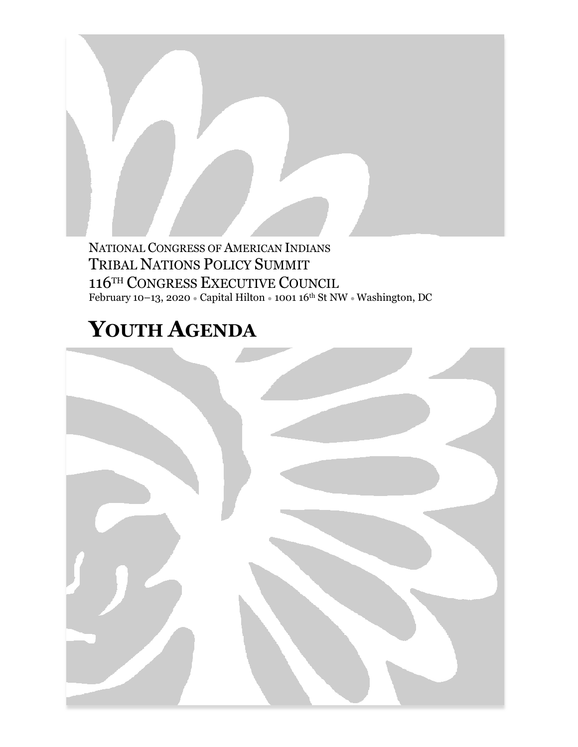NATIONAL CONGRESS OF AMERICAN INDIANS
TRIBAL NATIONS POLICY SUMMIT
116TH CONGRESS EXECUTIVE COUNCIL
February 10–13, 2020 • Capital Hilton • 1001 16th St NW • Washington, DC

# YOUTH AGENDA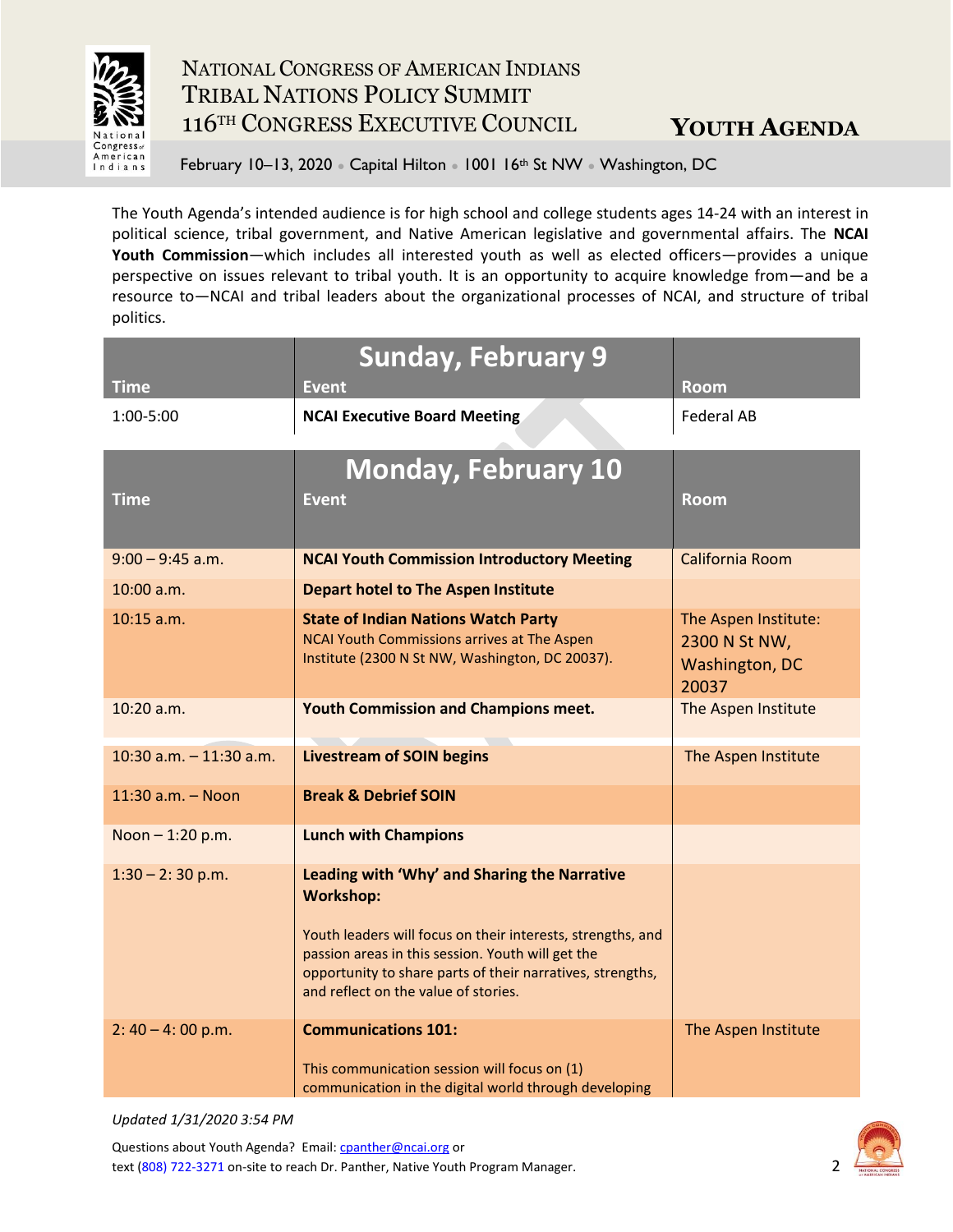# NATIONAL CONGRESS OF AMERICAN INDIANS
# TRIBAL NATIONS POLICY SUMMIT
# 116TH CONGRESS EXECUTIVE COUNCIL

## YOUTH AGENDA

February 10–13, 2020 • Capital Hilton • 1001 16th St NW • Washington, DC

The Youth Agenda's intended audience is for high school and college students ages 14-24 with an interest in political science, tribal government, and Native American legislative and governmental affairs. The **NCAI Youth Commission**—which includes all interested youth as well as elected officers—provides a unique perspective on issues relevant to tribal youth. It is an opportunity to acquire knowledge from—and be a resource to—NCAI and tribal leaders about the organizational processes of NCAI, and structure of tribal politics.

## Sunday, February 9

| Time | Event | Room |
|---|---|---|
| 1:00-5:00 | **NCAI Executive Board Meeting** | Federal AB |

## Monday, February 10

| Time | Event | Room |
|---|---|---|
| 9:00 – 9:45 a.m. | **NCAI Youth Commission Introductory Meeting** | California Room |
| 10:00 a.m. | **Depart hotel to The Aspen Institute** | |
| 10:15 a.m. | **State of Indian Nations Watch Party** NCAI Youth Commissions arrives at The Aspen Institute (2300 N St NW, Washington, DC 20037). | The Aspen Institute: 2300 N St NW, Washington, DC 20037 |
| 10:20 a.m. | **Youth Commission and Champions meet.** | The Aspen Institute |
| 10:30 a.m. – 11:30 a.m. | **Livestream of SOIN begins** | The Aspen Institute |
| 11:30 a.m. – Noon | **Break & Debrief SOIN** | |
| Noon – 1:20 p.m. | **Lunch with Champions** | |
| 1:30 – 2: 30 p.m. | **Leading with 'Why' and Sharing the Narrative Workshop:** Youth leaders will focus on their interests, strengths, and passion areas in this session. Youth will get the opportunity to share parts of their narratives, strengths, and reflect on the value of stories. | |
| 2: 40 – 4: 00 p.m. | **Communications 101:** This communication session will focus on (1) communication in the digital world through developing | The Aspen Institute |

*Updated 1/31/2020 3:54 PM*

Questions about Youth Agenda? Email: cpanther@ncai.org or text (808) 722-3271 on-site to reach Dr. Panther, Native Youth Program Manager.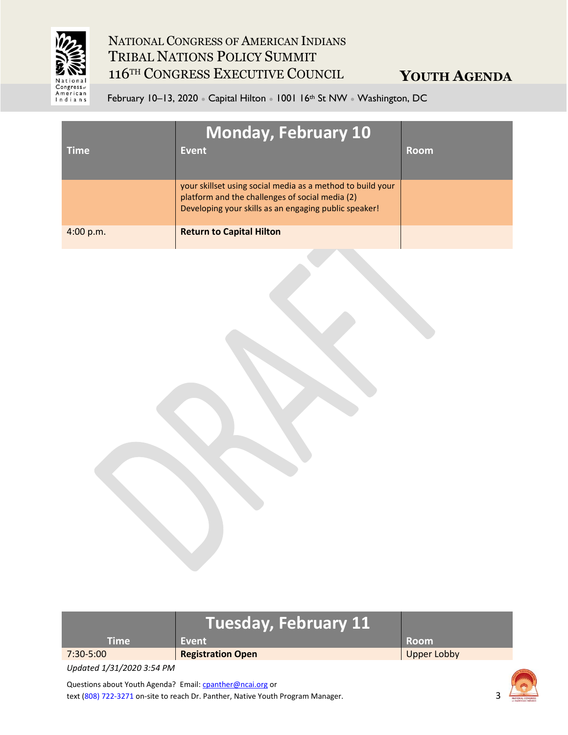| Time | Monday, February 10<br>Event | Room |
|---|---|---|
| | your skillset using social media as a method to build your platform and the challenges of social media (2) Developing your skills as an engaging public speaker! | |
| 4:00 p.m. | **Return to Capital Hilton** | |

| Time | Tuesday, February 11<br>Event | Room |
|---|---|---|
| 7:30-5:00 | **Registration Open** | Upper Lobby |

*Updated 1/31/2020 3:54 PM*

Questions about Youth Agenda? Email: cpanther@ncai.org or text (808) 722-3271 on-site to reach Dr. Panther, Native Youth Program Manager.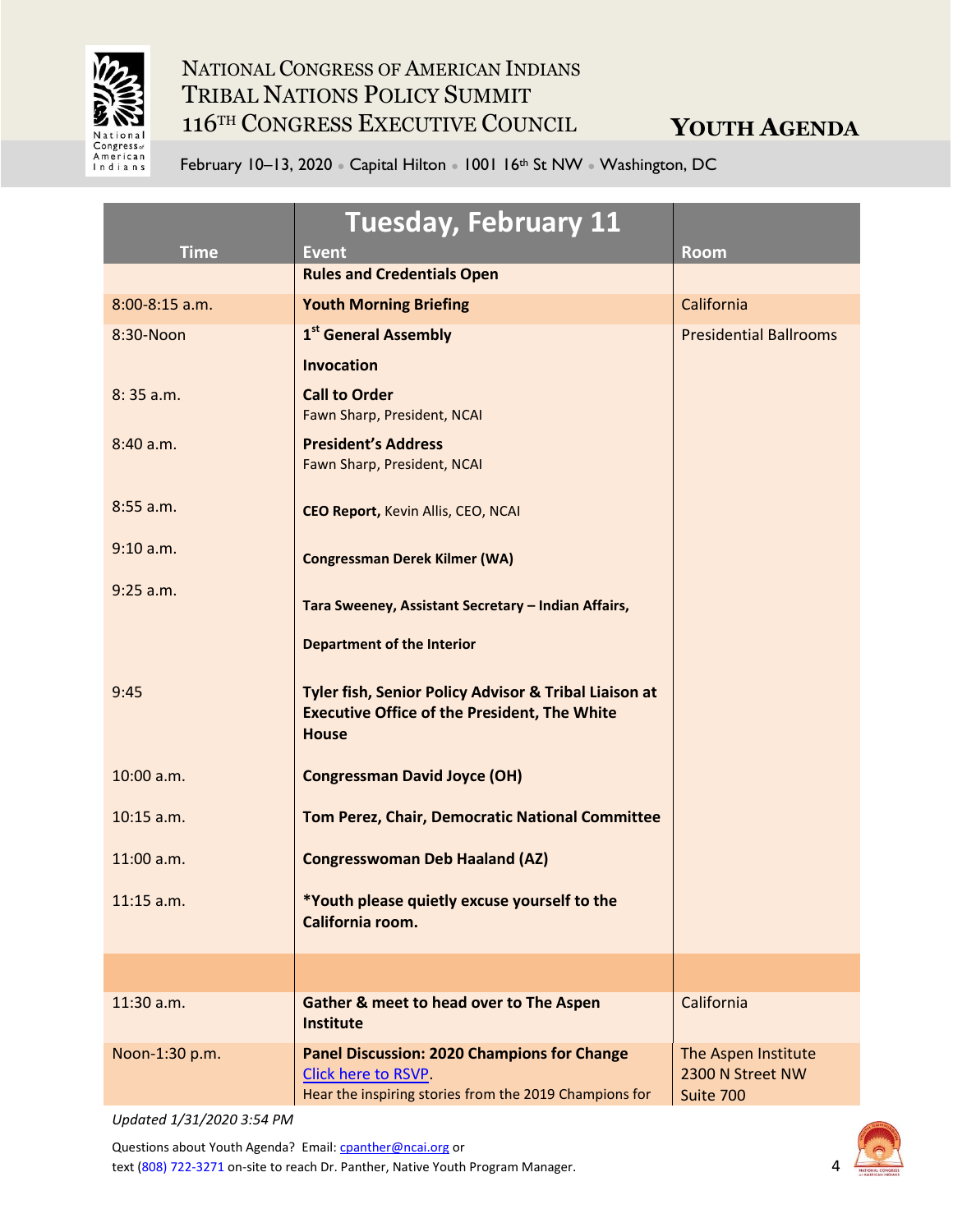# NATIONAL CONGRESS OF AMERICAN INDIANS
## TRIBAL NATIONS POLICY SUMMIT
## 116TH CONGRESS EXECUTIVE COUNCIL

## YOUTH AGENDA

February 10–13, 2020 • Capital Hilton • 1001 16th St NW • Washington, DC

| Time | Tuesday, February 11<br>Event | Room |
|---|---|---|
| | **Rules and Credentials Open** | |
| 8:00-8:15 a.m. | **Youth Morning Briefing** | California |
| 8:30-Noon | **1st General Assembly** | Presidential Ballrooms |
| | **Invocation** | |
| 8: 35 a.m. | **Call to Order**<br>Fawn Sharp, President, NCAI | |
| 8:40 a.m. | **President's Address**<br>Fawn Sharp, President, NCAI | |
| 8:55 a.m. | **CEO Report,** Kevin Allis, CEO, NCAI | |
| 9:10 a.m. | **Congressman Derek Kilmer (WA)** | |
| 9:25 a.m. | **Tara Sweeney, Assistant Secretary – Indian Affairs,**<br>**Department of the Interior** | |
| 9:45 | **Tyler fish, Senior Policy Advisor & Tribal Liaison at Executive Office of the President, The White House** | |
| 10:00 a.m. | **Congressman David Joyce (OH)** | |
| 10:15 a.m. | **Tom Perez, Chair, Democratic National Committee** | |
| 11:00 a.m. | **Congresswoman Deb Haaland (AZ)** | |
| 11:15 a.m. | ***Youth please quietly excuse yourself to the California room.** | |
| | | |
| 11:30 a.m. | **Gather & meet to head over to The Aspen Institute** | California |
| Noon-1:30 p.m. | **Panel Discussion: 2020 Champions for Change**<br>Click here to RSVP.<br>Hear the inspiring stories from the 2019 Champions for | The Aspen Institute<br>2300 N Street NW<br>Suite 700 |

*Updated 1/31/2020 3:54 PM*

Questions about Youth Agenda? Email: cpanther@ncai.org or
text (808) 722-3271 on-site to reach Dr. Panther, Native Youth Program Manager.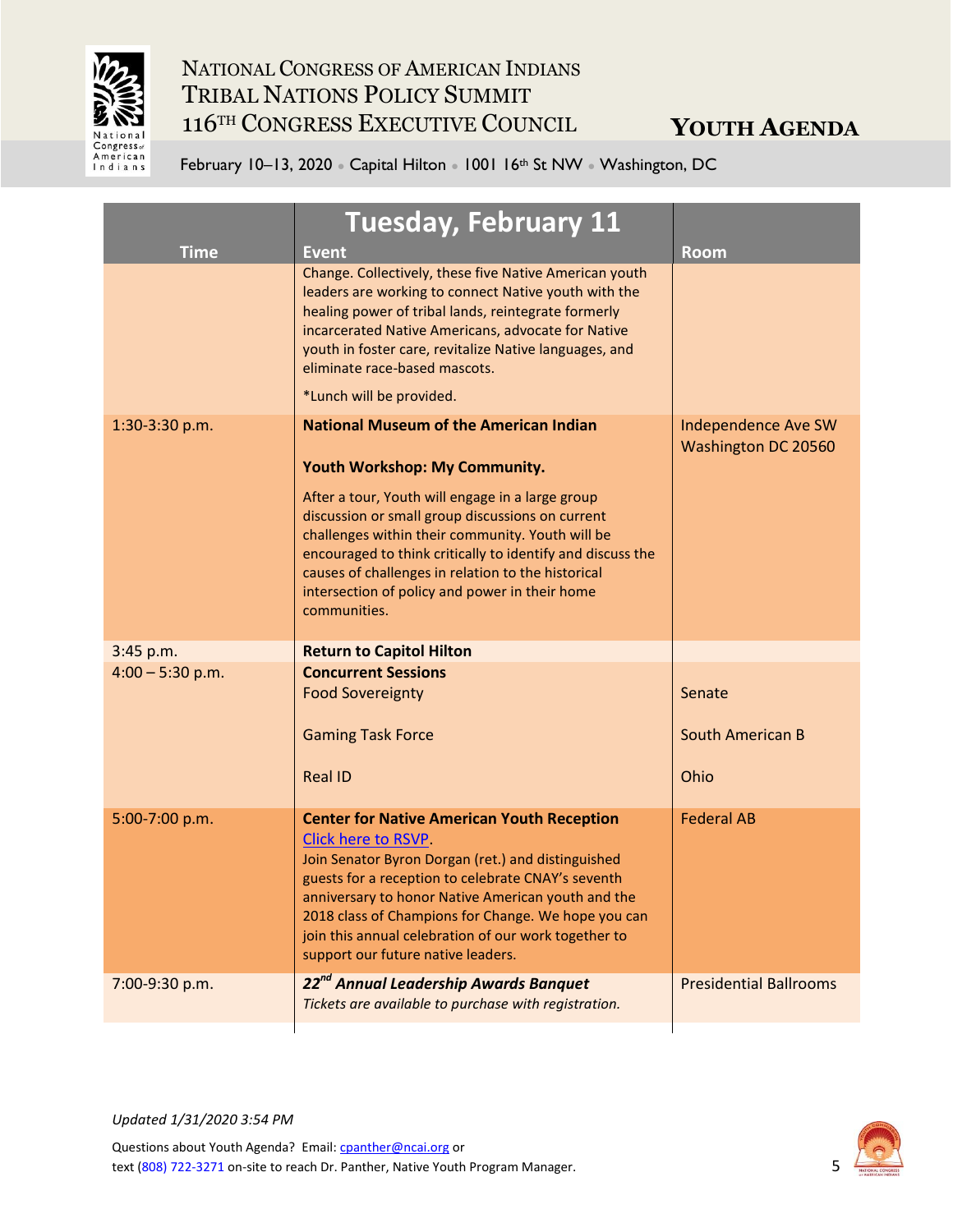| Time | Tuesday, February 11<br>Event | Room |
|---|---|---|
| | Change. Collectively, these five Native American youth leaders are working to connect Native youth with the healing power of tribal lands, reintegrate formerly incarcerated Native Americans, advocate for Native youth in foster care, revitalize Native languages, and eliminate race-based mascots.<br><br>*Lunch will be provided. | |
| 1:30-3:30 p.m. | **National Museum of the American Indian**<br><br>**Youth Workshop: My Community.**<br><br>After a tour, Youth will engage in a large group discussion or small group discussions on current challenges within their community. Youth will be encouraged to think critically to identify and discuss the causes of challenges in relation to the historical intersection of policy and power in their home communities. | Independence Ave SW Washington DC 20560 |
| 3:45 p.m. | **Return to Capitol Hilton** | |
| 4:00 – 5:30 p.m. | **Concurrent Sessions**<br>Food Sovereignty<br><br>Gaming Task Force<br><br>Real ID | <br>Senate<br><br>South American B<br><br>Ohio |
| 5:00-7:00 p.m. | **Center for Native American Youth Reception**<br>[Click here to RSVP](#).<br>Join Senator Byron Dorgan (ret.) and distinguished guests for a reception to celebrate CNAY's seventh anniversary to honor Native American youth and the 2018 class of Champions for Change. We hope you can join this annual celebration of our work together to support our future native leaders. | Federal AB |
| 7:00-9:30 p.m. | ***22nd Annual Leadership Awards Banquet***<br>*Tickets are available to purchase with registration.* | Presidential Ballrooms |

*Updated 1/31/2020 3:54 PM*

Questions about Youth Agenda? Email: cpanther@ncai.org or text (808) 722-3271 on-site to reach Dr. Panther, Native Youth Program Manager.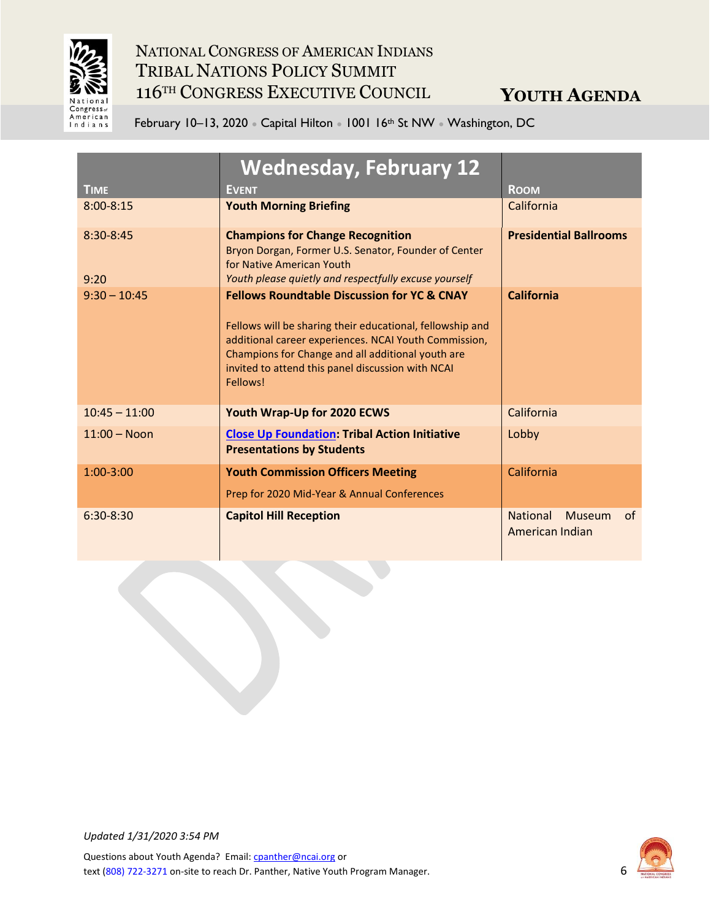National Congress of American Indians
Tribal Nations Policy Summit
116th Congress Executive Council

**Youth Agenda**

February 10–13, 2020 • Capital Hilton • 1001 16th St NW • Washington, DC

## Wednesday, February 12

| Time | Event | Room |
|---|---|---|
| 8:00-8:15 | **Youth Morning Briefing** | California |
| 8:30-8:45<br><br>9:20 | **Champions for Change Recognition**<br>Bryon Dorgan, Former U.S. Senator, Founder of Center for Native American Youth<br>*Youth please quietly and respectfully excuse yourself* | **Presidential Ballrooms** |
| 9:30 – 10:45 | **Fellows Roundtable Discussion for YC & CNAY**<br><br>Fellows will be sharing their educational, fellowship and additional career experiences. NCAI Youth Commission, Champions for Change and all additional youth are invited to attend this panel discussion with NCAI Fellows! | **California** |
| 10:45 – 11:00 | **Youth Wrap-Up for 2020 ECWS** | California |
| 11:00 – Noon | **Close Up Foundation: Tribal Action Initiative Presentations by Students** | Lobby |
| 1:00-3:00 | **Youth Commission Officers Meeting**<br><br>Prep for 2020 Mid-Year & Annual Conferences | California |
| 6:30-8:30 | **Capitol Hill Reception** | National Museum of American Indian |

*Updated 1/31/2020 3:54 PM*

Questions about Youth Agenda? Email: cpanther@ncai.org or text (808) 722-3271 on-site to reach Dr. Panther, Native Youth Program Manager.